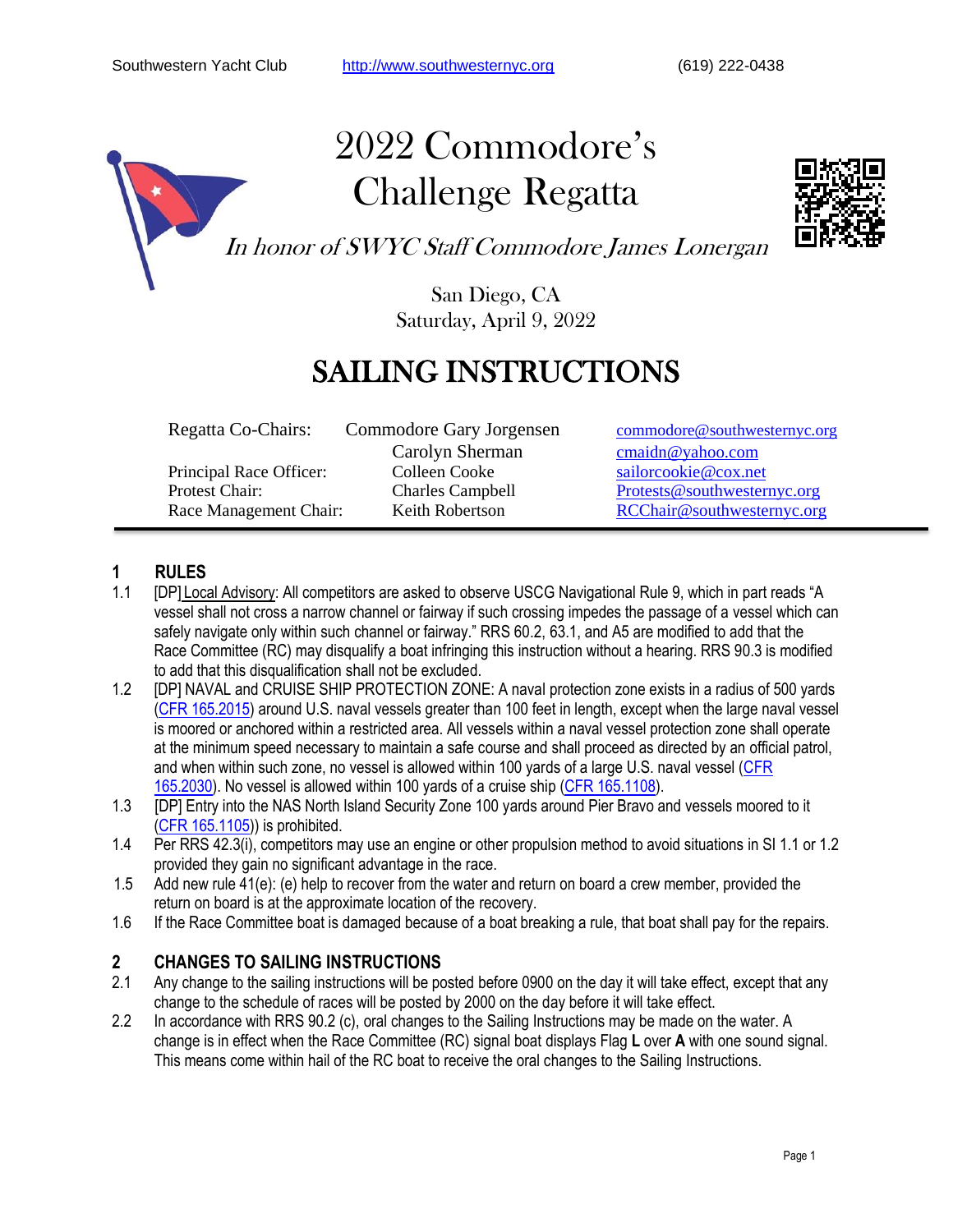Southwestern Yacht Club http://www.southwesternyc.org (619) 222-0438

# 2022 Commodore's Challenge Regatta

*In honor of SWYC Staff Commodore James Lonergan*

San Diego, CA
Saturday, April 9, 2022

# SAILING INSTRUCTIONS

| | | |
|---|---|---|
| Regatta Co-Chairs: | Commodore Gary Jorgensen | commodore@southwesternyc.org |
| | Carolyn Sherman | cmaidn@yahoo.com |
| Principal Race Officer: | Colleen Cooke | sailorcookie@cox.net |
| Protest Chair: | Charles Campbell | Protests@southwesternyc.org |
| Race Management Chair: | Keith Robertson | RCChair@southwesternyc.org |

## 1 RULES

1.1 [DP] Local Advisory: All competitors are asked to observe USCG Navigational Rule 9, which in part reads "A vessel shall not cross a narrow channel or fairway if such crossing impedes the passage of a vessel which can safely navigate only within such channel or fairway." RRS 60.2, 63.1, and A5 are modified to add that the Race Committee (RC) may disqualify a boat infringing this instruction without a hearing. RRS 90.3 is modified to add that this disqualification shall not be excluded.

1.2 [DP] NAVAL and CRUISE SHIP PROTECTION ZONE: A naval protection zone exists in a radius of 500 yards (CFR 165.2015) around U.S. naval vessels greater than 100 feet in length, except when the large naval vessel is moored or anchored within a restricted area. All vessels within a naval vessel protection zone shall operate at the minimum speed necessary to maintain a safe course and shall proceed as directed by an official patrol, and when within such zone, no vessel is allowed within 100 yards of a large U.S. naval vessel (CFR 165.2030). No vessel is allowed within 100 yards of a cruise ship (CFR 165.1108).

1.3 [DP] Entry into the NAS North Island Security Zone 100 yards around Pier Bravo and vessels moored to it (CFR 165.1105)) is prohibited.

1.4 Per RRS 42.3(i), competitors may use an engine or other propulsion method to avoid situations in SI 1.1 or 1.2 provided they gain no significant advantage in the race.

1.5 Add new rule 41(e): (e) help to recover from the water and return on board a crew member, provided the return on board is at the approximate location of the recovery.

1.6 If the Race Committee boat is damaged because of a boat breaking a rule, that boat shall pay for the repairs.

## 2 CHANGES TO SAILING INSTRUCTIONS

2.1 Any change to the sailing instructions will be posted before 0900 on the day it will take effect, except that any change to the schedule of races will be posted by 2000 on the day before it will take effect.

2.2 In accordance with RRS 90.2 (c), oral changes to the Sailing Instructions may be made on the water. A change is in effect when the Race Committee (RC) signal boat displays Flag **L** over **A** with one sound signal. This means come within hail of the RC boat to receive the oral changes to the Sailing Instructions.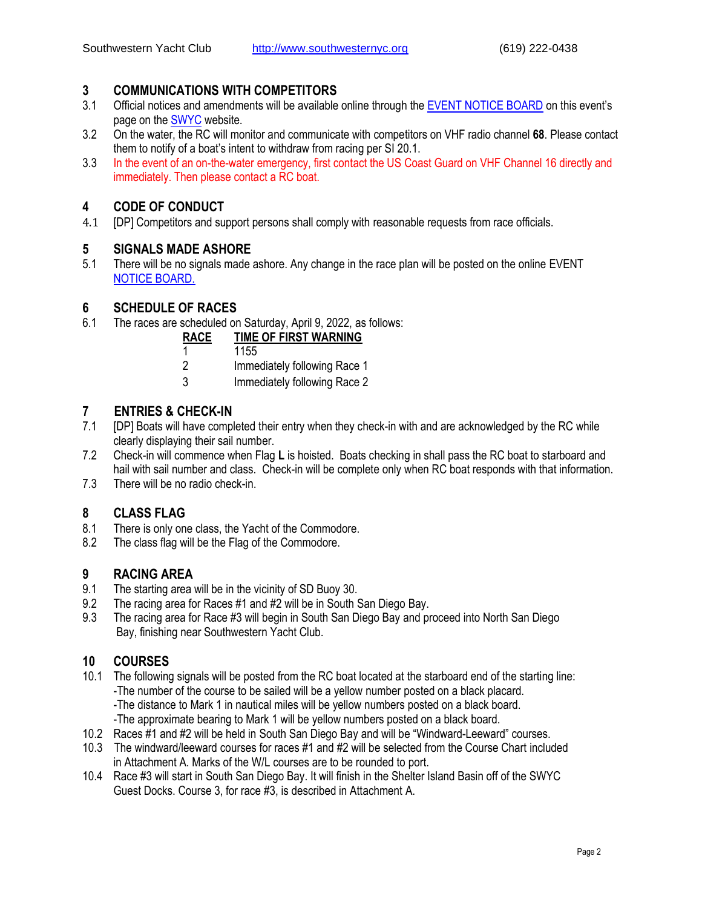## 3 COMMUNICATIONS WITH COMPETITORS

3.1 Official notices and amendments will be available online through the EVENT NOTICE BOARD on this event's page on the SWYC website.

3.2 On the water, the RC will monitor and communicate with competitors on VHF radio channel **68**. Please contact them to notify of a boat's intent to withdraw from racing per SI 20.1.

3.3 In the event of an on-the-water emergency, first contact the US Coast Guard on VHF Channel 16 directly and immediately. Then please contact a RC boat.

## 4 CODE OF CONDUCT

4.1 [DP] Competitors and support persons shall comply with reasonable requests from race officials.

## 5 SIGNALS MADE ASHORE

5.1 There will be no signals made ashore. Any change in the race plan will be posted on the online EVENT NOTICE BOARD.

## 6 SCHEDULE OF RACES

6.1 The races are scheduled on Saturday, April 9, 2022, as follows:

| RACE | TIME OF FIRST WARNING |
| --- | --- |
| 1 | 1155 |
| 2 | Immediately following Race 1 |
| 3 | Immediately following Race 2 |

## 7 ENTRIES & CHECK-IN

7.1 [DP] Boats will have completed their entry when they check-in with and are acknowledged by the RC while clearly displaying their sail number.

7.2 Check-in will commence when Flag **L** is hoisted. Boats checking in shall pass the RC boat to starboard and hail with sail number and class. Check-in will be complete only when RC boat responds with that information.

7.3 There will be no radio check-in.

## 8 CLASS FLAG

8.1 There is only one class, the Yacht of the Commodore.

8.2 The class flag will be the Flag of the Commodore.

## 9 RACING AREA

9.1 The starting area will be in the vicinity of SD Buoy 30.

9.2 The racing area for Races #1 and #2 will be in South San Diego Bay.

9.3 The racing area for Race #3 will begin in South San Diego Bay and proceed into North San Diego Bay, finishing near Southwestern Yacht Club.

## 10 COURSES

10.1 The following signals will be posted from the RC boat located at the starboard end of the starting line:
-The number of the course to be sailed will be a yellow number posted on a black placard.
-The distance to Mark 1 in nautical miles will be yellow numbers posted on a black board.
-The approximate bearing to Mark 1 will be yellow numbers posted on a black board.

10.2 Races #1 and #2 will be held in South San Diego Bay and will be "Windward-Leeward" courses.

10.3 The windward/leeward courses for races #1 and #2 will be selected from the Course Chart included in Attachment A. Marks of the W/L courses are to be rounded to port.

10.4 Race #3 will start in South San Diego Bay. It will finish in the Shelter Island Basin off of the SWYC Guest Docks. Course 3, for race #3, is described in Attachment A.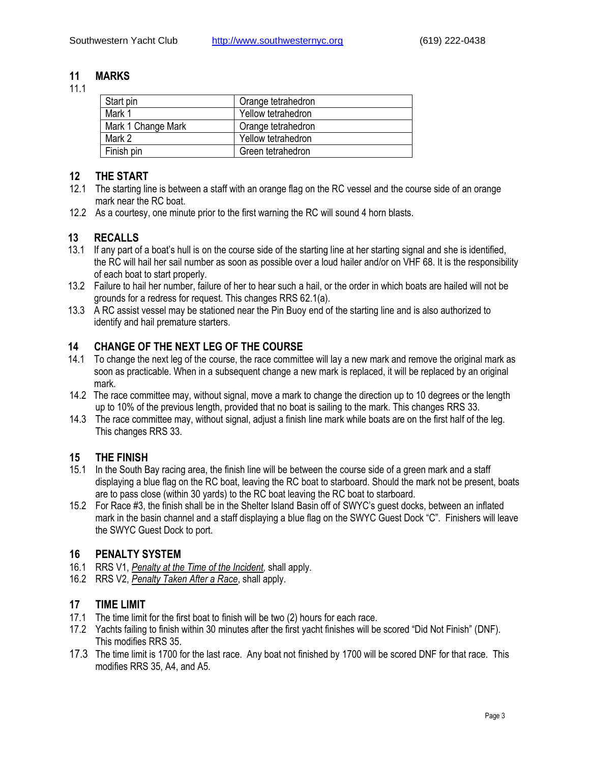## 11 MARKS

11.1

| Start pin | Orange tetrahedron |
|---|---|
| Mark 1 | Yellow tetrahedron |
| Mark 1 Change Mark | Orange tetrahedron |
| Mark 2 | Yellow tetrahedron |
| Finish pin | Green tetrahedron |

## 12 THE START

12.1 The starting line is between a staff with an orange flag on the RC vessel and the course side of an orange mark near the RC boat.

12.2 As a courtesy, one minute prior to the first warning the RC will sound 4 horn blasts.

## 13 RECALLS

13.1 If any part of a boat's hull is on the course side of the starting line at her starting signal and she is identified, the RC will hail her sail number as soon as possible over a loud hailer and/or on VHF 68. It is the responsibility of each boat to start properly.

13.2 Failure to hail her number, failure of her to hear such a hail, or the order in which boats are hailed will not be grounds for a redress for request. This changes RRS 62.1(a).

13.3 A RC assist vessel may be stationed near the Pin Buoy end of the starting line and is also authorized to identify and hail premature starters.

## 14 CHANGE OF THE NEXT LEG OF THE COURSE

14.1 To change the next leg of the course, the race committee will lay a new mark and remove the original mark as soon as practicable. When in a subsequent change a new mark is replaced, it will be replaced by an original mark.

14.2 The race committee may, without signal, move a mark to change the direction up to 10 degrees or the length up to 10% of the previous length, provided that no boat is sailing to the mark. This changes RRS 33.

14.3 The race committee may, without signal, adjust a finish line mark while boats are on the first half of the leg. This changes RRS 33.

## 15 THE FINISH

15.1 In the South Bay racing area, the finish line will be between the course side of a green mark and a staff displaying a blue flag on the RC boat, leaving the RC boat to starboard. Should the mark not be present, boats are to pass close (within 30 yards) to the RC boat leaving the RC boat to starboard.

15.2 For Race #3, the finish shall be in the Shelter Island Basin off of SWYC's guest docks, between an inflated mark in the basin channel and a staff displaying a blue flag on the SWYC Guest Dock "C". Finishers will leave the SWYC Guest Dock to port.

## 16 PENALTY SYSTEM

16.1 RRS V1, *Penalty at the Time of the Incident,* shall apply.

16.2 RRS V2, *Penalty Taken After a Race*, shall apply.

## 17 TIME LIMIT

17.1 The time limit for the first boat to finish will be two (2) hours for each race.

17.2 Yachts failing to finish within 30 minutes after the first yacht finishes will be scored "Did Not Finish" (DNF). This modifies RRS 35.

17.3 The time limit is 1700 for the last race. Any boat not finished by 1700 will be scored DNF for that race. This modifies RRS 35, A4, and A5.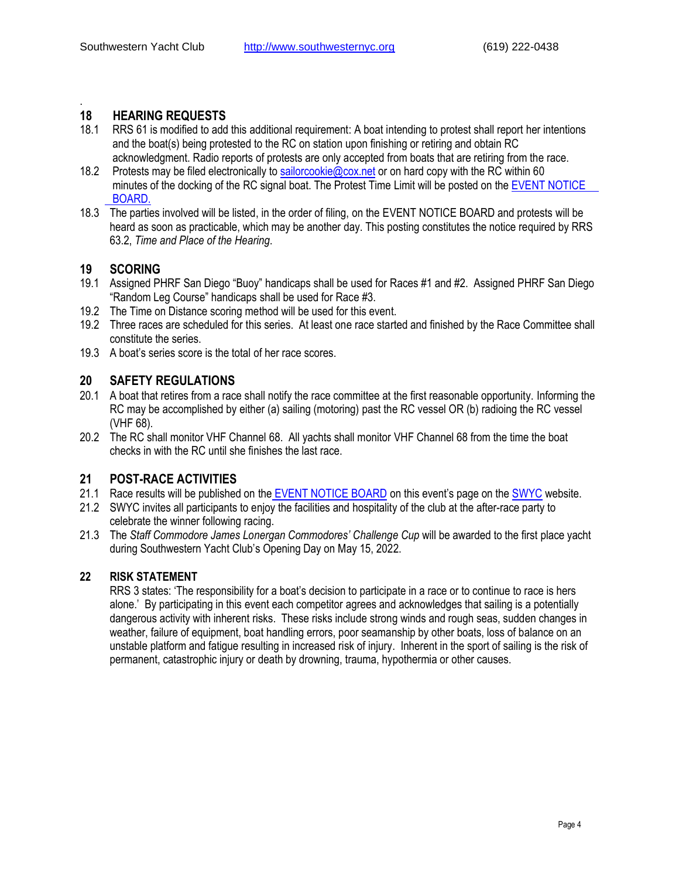## 18 HEARING REQUESTS

18.1 RRS 61 is modified to add this additional requirement: A boat intending to protest shall report her intentions and the boat(s) being protested to the RC on station upon finishing or retiring and obtain RC acknowledgment. Radio reports of protests are only accepted from boats that are retiring from the race.

18.2 Protests may be filed electronically to sailorcookie@cox.net or on hard copy with the RC within 60 minutes of the docking of the RC signal boat. The Protest Time Limit will be posted on the EVENT NOTICE BOARD.

18.3 The parties involved will be listed, in the order of filing, on the EVENT NOTICE BOARD and protests will be heard as soon as practicable, which may be another day. This posting constitutes the notice required by RRS 63.2, *Time and Place of the Hearing*.

## 19 SCORING

19.1 Assigned PHRF San Diego "Buoy" handicaps shall be used for Races #1 and #2. Assigned PHRF San Diego "Random Leg Course" handicaps shall be used for Race #3.

19.2 The Time on Distance scoring method will be used for this event.

19.2 Three races are scheduled for this series. At least one race started and finished by the Race Committee shall constitute the series.

19.3 A boat's series score is the total of her race scores.

## 20 SAFETY REGULATIONS

20.1 A boat that retires from a race shall notify the race committee at the first reasonable opportunity. Informing the RC may be accomplished by either (a) sailing (motoring) past the RC vessel OR (b) radioing the RC vessel (VHF 68).

20.2 The RC shall monitor VHF Channel 68. All yachts shall monitor VHF Channel 68 from the time the boat checks in with the RC until she finishes the last race.

## 21 POST-RACE ACTIVITIES

21.1 Race results will be published on the EVENT NOTICE BOARD on this event's page on the SWYC website.

21.2 SWYC invites all participants to enjoy the facilities and hospitality of the club at the after-race party to celebrate the winner following racing.

21.3 The *Staff Commodore James Lonergan Commodores' Challenge Cup* will be awarded to the first place yacht during Southwestern Yacht Club's Opening Day on May 15, 2022.

## 22 RISK STATEMENT

RRS 3 states: 'The responsibility for a boat's decision to participate in a race or to continue to race is hers alone.' By participating in this event each competitor agrees and acknowledges that sailing is a potentially dangerous activity with inherent risks. These risks include strong winds and rough seas, sudden changes in weather, failure of equipment, boat handling errors, poor seamanship by other boats, loss of balance on an unstable platform and fatigue resulting in increased risk of injury. Inherent in the sport of sailing is the risk of permanent, catastrophic injury or death by drowning, trauma, hypothermia or other causes.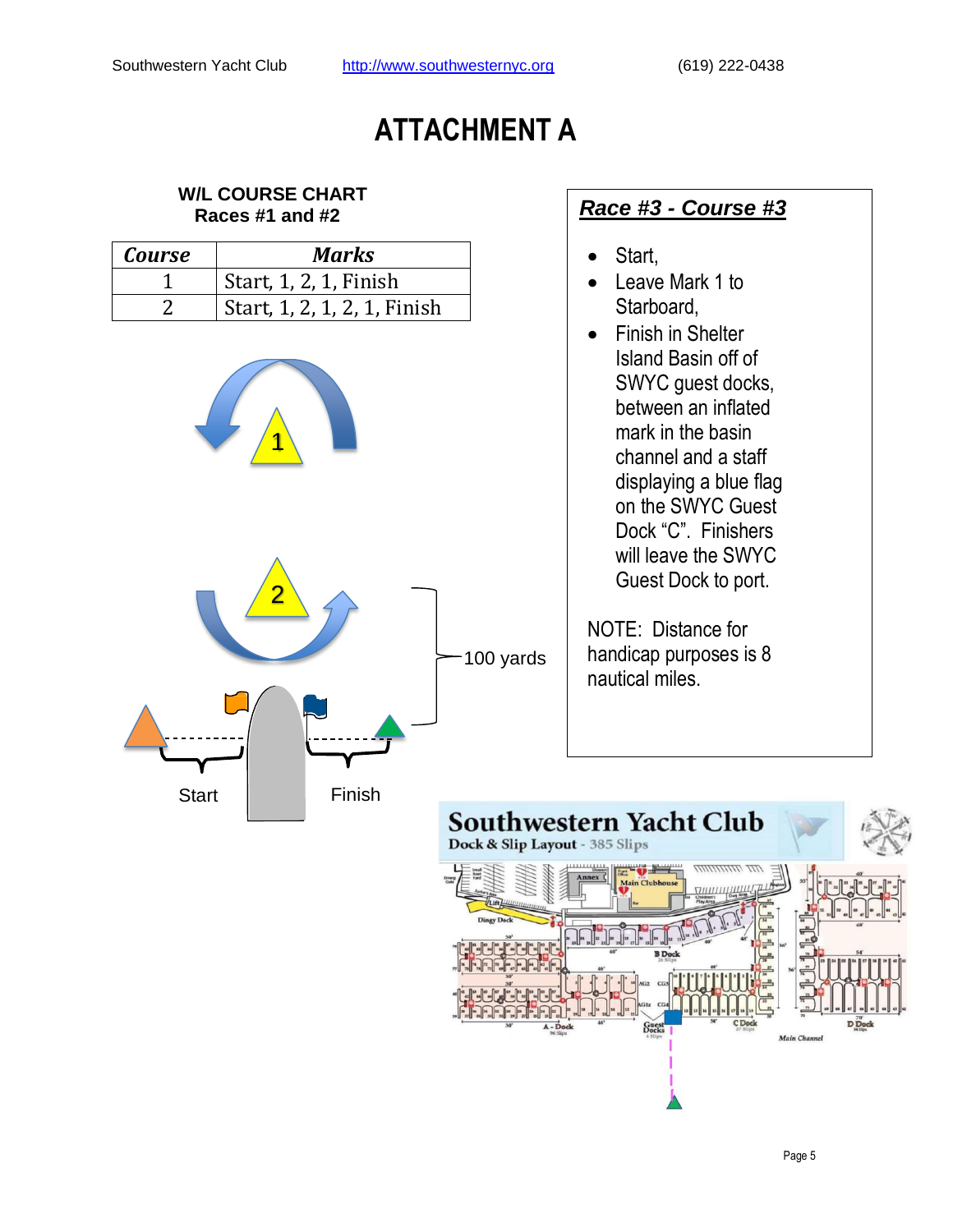# ATTACHMENT A

**W/L COURSE CHART**
**Races #1 and #2**

| *Course* | *Marks* |
|---|---|
| 1 | Start, 1, 2, 1, Finish |
| 2 | Start, 1, 2, 1, 2, 1, Finish |

1

2

100 yards

Start

Finish

## *Race #3 - Course #3*

- Start,
- Leave Mark 1 to Starboard,
- Finish in Shelter Island Basin off of SWYC guest docks, between an inflated mark in the basin channel and a staff displaying a blue flag on the SWYC Guest Dock "C". Finishers will leave the SWYC Guest Dock to port.

NOTE: Distance for handicap purposes is 8 nautical miles.

Southwestern Yacht Club
Dock & Slip Layout - 385 Slips

Main Clubhouse

Annex

Dingy Dock

A - Dock

B Dock

C Dock

D Dock

Guest Docks

Main Channel